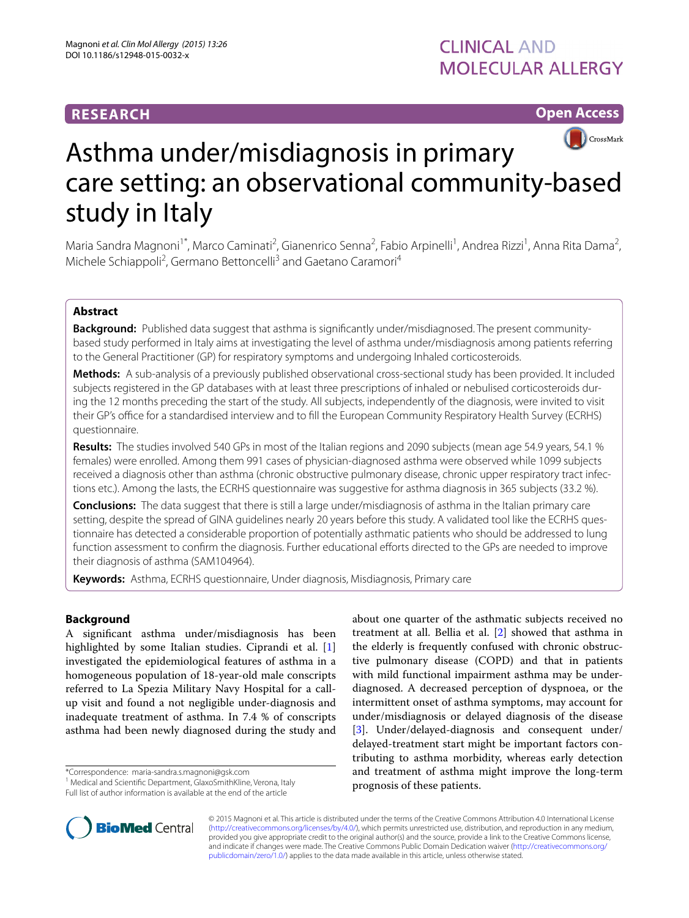**RESEARCH** **Open Access**

# Asthma under/misdiagnosis in primary care setting: an observational community-based study in Italy

Maria Sandra Magnoni[1*], Marco Caminati[2], Gianenrico Senna[2], Fabio Arpinelli[1], Andrea Rizzi[1], Anna Rita Dama[2], Michele Schiappoli[2], Germano Bettoncelli[3] and Gaetano Caramori[4]

## Abstract

**Background:** Published data suggest that asthma is significantly under/misdiagnosed. The present community-based study performed in Italy aims at investigating the level of asthma under/misdiagnosis among patients referring to the General Practitioner (GP) for respiratory symptoms and undergoing Inhaled corticosteroids.

**Methods:** A sub-analysis of a previously published observational cross-sectional study has been provided. It included subjects registered in the GP databases with at least three prescriptions of inhaled or nebulised corticosteroids during the 12 months preceding the start of the study. All subjects, independently of the diagnosis, were invited to visit their GP's office for a standardised interview and to fill the European Community Respiratory Health Survey (ECRHS) questionnaire.

**Results:** The studies involved 540 GPs in most of the Italian regions and 2090 subjects (mean age 54.9 years, 54.1 % females) were enrolled. Among them 991 cases of physician-diagnosed asthma were observed while 1099 subjects received a diagnosis other than asthma (chronic obstructive pulmonary disease, chronic upper respiratory tract infections etc.). Among the lasts, the ECRHS questionnaire was suggestive for asthma diagnosis in 365 subjects (33.2 %).

**Conclusions:** The data suggest that there is still a large under/misdiagnosis of asthma in the Italian primary care setting, despite the spread of GINA guidelines nearly 20 years before this study. A validated tool like the ECRHS questionnaire has detected a considerable proportion of potentially asthmatic patients who should be addressed to lung function assessment to confirm the diagnosis. Further educational efforts directed to the GPs are needed to improve their diagnosis of asthma (SAM104964).

**Keywords:** Asthma, ECRHS questionnaire, Under diagnosis, Misdiagnosis, Primary care

## Background

A significant asthma under/misdiagnosis has been highlighted by some Italian studies. Ciprandi et al. [1] investigated the epidemiological features of asthma in a homogeneous population of 18-year-old male conscripts referred to La Spezia Military Navy Hospital for a call-up visit and found a not negligible under-diagnosis and inadequate treatment of asthma. In 7.4 % of conscripts asthma had been newly diagnosed during the study and about one quarter of the asthmatic subjects received no treatment at all. Bellia et al. [2] showed that asthma in the elderly is frequently confused with chronic obstructive pulmonary disease (COPD) and that in patients with mild functional impairment asthma may be under-diagnosed. A decreased perception of dyspnoea, or the intermittent onset of asthma symptoms, may account for under/misdiagnosis or delayed diagnosis of the disease [3]. Under/delayed-diagnosis and consequent under/delayed-treatment start might be important factors contributing to asthma morbidity, whereas early detection and treatment of asthma might improve the long-term prognosis of these patients.

*Correspondence: maria-sandra.s.magnoni@gsk.com
[1] Medical and Scientific Department, GlaxoSmithKline, Verona, Italy
Full list of author information is available at the end of the article

© 2015 Magnoni et al. This article is distributed under the terms of the Creative Commons Attribution 4.0 International License (http://creativecommons.org/licenses/by/4.0/), which permits unrestricted use, distribution, and reproduction in any medium, provided you give appropriate credit to the original author(s) and the source, provide a link to the Creative Commons license, and indicate if changes were made. The Creative Commons Public Domain Dedication waiver (http://creativecommons.org/publicdomain/zero/1.0/) applies to the data made available in this article, unless otherwise stated.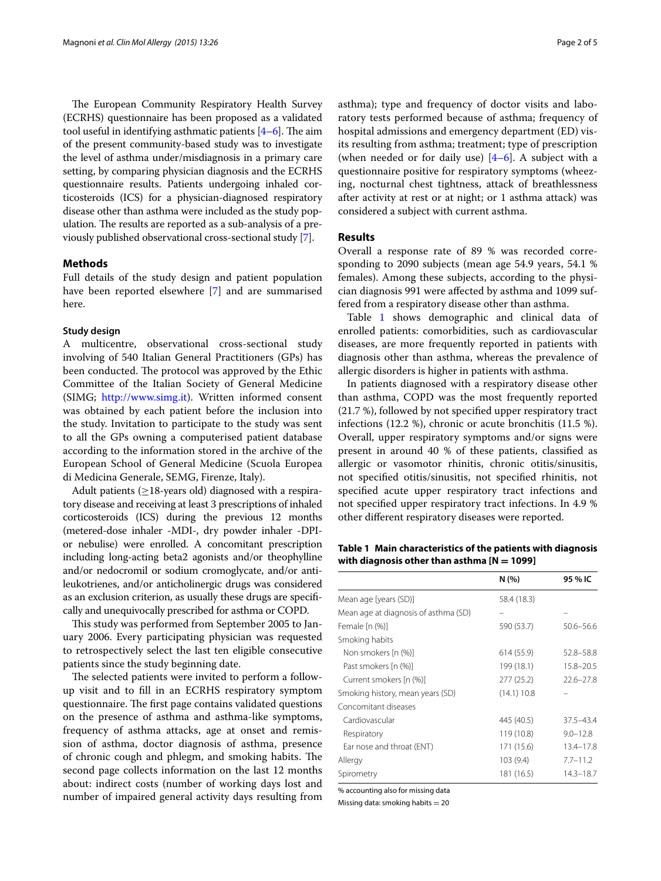The European Community Respiratory Health Survey (ECRHS) questionnaire has been proposed as a validated tool useful in identifying asthmatic patients [4–6]. The aim of the present community-based study was to investigate the level of asthma under/misdiagnosis in a primary care setting, by comparing physician diagnosis and the ECRHS questionnaire results. Patients undergoing inhaled corticosteroids (ICS) for a physician-diagnosed respiratory disease other than asthma were included as the study population. The results are reported as a sub-analysis of a previously published observational cross-sectional study [7].

## Methods

Full details of the study design and patient population have been reported elsewhere [7] and are summarised here.

### Study design

A multicentre, observational cross-sectional study involving of 540 Italian General Practitioners (GPs) has been conducted. The protocol was approved by the Ethic Committee of the Italian Society of General Medicine (SIMG; http://www.simg.it). Written informed consent was obtained by each patient before the inclusion into the study. Invitation to participate to the study was sent to all the GPs owning a computerised patient database according to the information stored in the archive of the European School of General Medicine (Scuola Europea di Medicina Generale, SEMG, Firenze, Italy).

Adult patients (≥18-years old) diagnosed with a respiratory disease and receiving at least 3 prescriptions of inhaled corticosteroids (ICS) during the previous 12 months (metered-dose inhaler -MDI-, dry powder inhaler -DPI- or nebulise) were enrolled. A concomitant prescription including long-acting beta2 agonists and/or theophylline and/or nedocromil or sodium cromoglycate, and/or antileukotrienes, and/or anticholinergic drugs was considered as an exclusion criterion, as usually these drugs are specifically and unequivocally prescribed for asthma or COPD.

This study was performed from September 2005 to January 2006. Every participating physician was requested to retrospectively select the last ten eligible consecutive patients since the study beginning date.

The selected patients were invited to perform a follow-up visit and to fill in an ECRHS respiratory symptom questionnaire. The first page contains validated questions on the presence of asthma and asthma-like symptoms, frequency of asthma attacks, age at onset and remission of asthma, doctor diagnosis of asthma, presence of chronic cough and phlegm, and smoking habits. The second page collects information on the last 12 months about: indirect costs (number of working days lost and number of impaired general activity days resulting from asthma); type and frequency of doctor visits and laboratory tests performed because of asthma; frequency of hospital admissions and emergency department (ED) visits resulting from asthma; treatment; type of prescription (when needed or for daily use) [4–6]. A subject with a questionnaire positive for respiratory symptoms (wheezing, nocturnal chest tightness, attack of breathlessness after activity at rest or at night; or 1 asthma attack) was considered a subject with current asthma.

## Results

Overall a response rate of 89 % was recorded corresponding to 2090 subjects (mean age 54.9 years, 54.1 % females). Among these subjects, according to the physician diagnosis 991 were affected by asthma and 1099 suffered from a respiratory disease other than asthma.

Table 1 shows demographic and clinical data of enrolled patients: comorbidities, such as cardiovascular diseases, are more frequently reported in patients with diagnosis other than asthma, whereas the prevalence of allergic disorders is higher in patients with asthma.

In patients diagnosed with a respiratory disease other than asthma, COPD was the most frequently reported (21.7 %), followed by not specified upper respiratory tract infections (12.2 %), chronic or acute bronchitis (11.5 %). Overall, upper respiratory symptoms and/or signs were present in around 40 % of these patients, classified as allergic or vasomotor rhinitis, chronic otitis/sinusitis, not specified otitis/sinusitis, not specified rhinitis, not specified acute upper respiratory tract infections and not specified upper respiratory tract infections. In 4.9 % other different respiratory diseases were reported.

**Table 1 Main characteristics of the patients with diagnosis with diagnosis other than asthma [N = 1099]**

| | N (%) | 95 % IC |
|---|---|---|
| Mean age [years (SD)] | 58.4 (18.3) | |
| Mean age at diagnosis of asthma (SD) | – | – |
| Female [n (%)] | 590 (53.7) | 50.6–56.6 |
| Smoking habits | | |
| Non smokers [n (%)] | 614 (55.9) | 52.8–58.8 |
| Past smokers [n (%)] | 199 (18.1) | 15.8–20.5 |
| Current smokers [n (%)] | 277 (25.2) | 22.6–27.8 |
| Smoking history, mean years (SD) | (14.1) 10.8 | – |
| Concomitant diseases | | |
| Cardiovascular | 445 (40.5) | 37.5–43.4 |
| Respiratory | 119 (10.8) | 9.0–12.8 |
| Ear nose and throat (ENT) | 171 (15.6) | 13.4–17.8 |
| Allergy | 103 (9.4) | 7.7–11.2 |
| Spirometry | 181 (16.5) | 14.3–18.7 |

% accounting also for missing data

Missing data: smoking habits = 20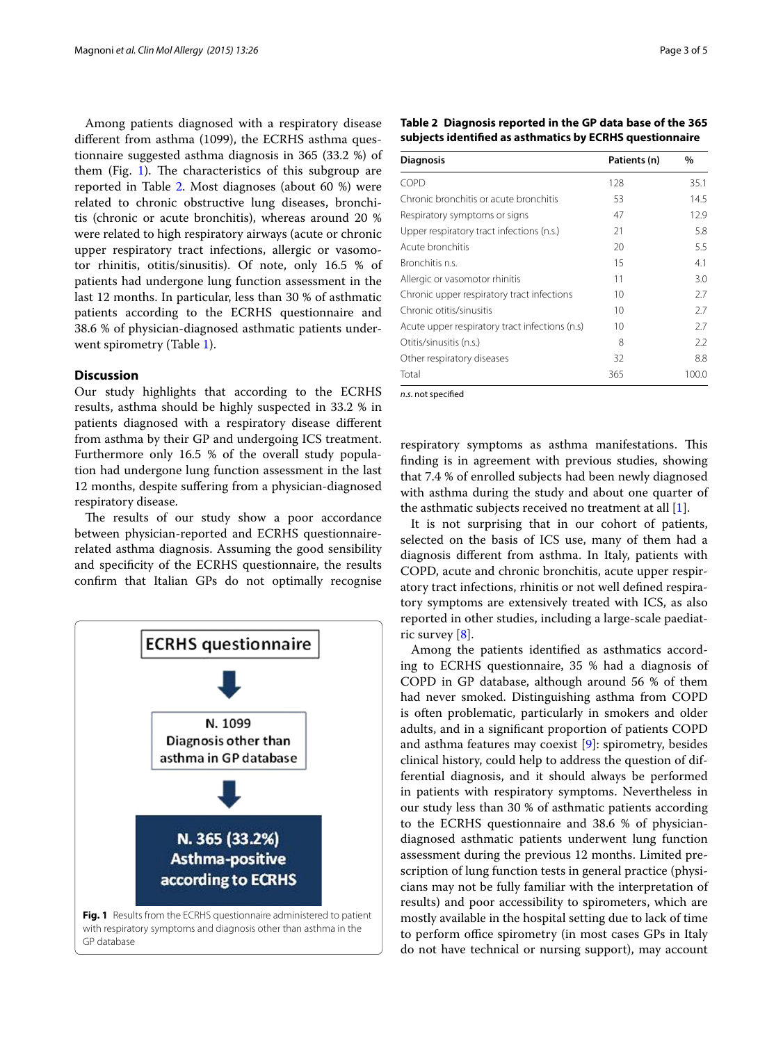Among patients diagnosed with a respiratory disease different from asthma (1099), the ECRHS asthma questionnaire suggested asthma diagnosis in 365 (33.2 %) of them (Fig. 1). The characteristics of this subgroup are reported in Table 2. Most diagnoses (about 60 %) were related to chronic obstructive lung diseases, bronchitis (chronic or acute bronchitis), whereas around 20 % were related to high respiratory airways (acute or chronic upper respiratory tract infections, allergic or vasomotor rhinitis, otitis/sinusitis). Of note, only 16.5 % of patients had undergone lung function assessment in the last 12 months. In particular, less than 30 % of asthmatic patients according to the ECRHS questionnaire and 38.6 % of physician-diagnosed asthmatic patients underwent spirometry (Table 1).

**Table 2 Diagnosis reported in the GP data base of the 365 subjects identified as asthmatics by ECRHS questionnaire**

| Diagnosis | Patients (n) | % |
|---|---|---|
| COPD | 128 | 35.1 |
| Chronic bronchitis or acute bronchitis | 53 | 14.5 |
| Respiratory symptoms or signs | 47 | 12.9 |
| Upper respiratory tract infections (n.s.) | 21 | 5.8 |
| Acute bronchitis | 20 | 5.5 |
| Bronchitis n.s. | 15 | 4.1 |
| Allergic or vasomotor rhinitis | 11 | 3.0 |
| Chronic upper respiratory tract infections | 10 | 2.7 |
| Chronic otitis/sinusitis | 10 | 2.7 |
| Acute upper respiratory tract infections (n.s) | 10 | 2.7 |
| Otitis/sinusitis (n.s.) | 8 | 2.2 |
| Other respiratory diseases | 32 | 8.8 |
| Total | 365 | 100.0 |

*n.s.* not specified

## Discussion

Our study highlights that according to the ECRHS results, asthma should be highly suspected in 33.2 % in patients diagnosed with a respiratory disease different from asthma by their GP and undergoing ICS treatment. Furthermore only 16.5 % of the overall study population had undergone lung function assessment in the last 12 months, despite suffering from a physician-diagnosed respiratory disease.

The results of our study show a poor accordance between physician-reported and ECRHS questionnaire-related asthma diagnosis. Assuming the good sensibility and specificity of the ECRHS questionnaire, the results confirm that Italian GPs do not optimally recognise respiratory symptoms as asthma manifestations. This finding is in agreement with previous studies, showing that 7.4 % of enrolled subjects had been newly diagnosed with asthma during the study and about one quarter of the asthmatic subjects received no treatment at all [1].

It is not surprising that in our cohort of patients, selected on the basis of ICS use, many of them had a diagnosis different from asthma. In Italy, patients with COPD, acute and chronic bronchitis, acute upper respiratory tract infections, rhinitis or not well defined respiratory symptoms are extensively treated with ICS, as also reported in other studies, including a large-scale paediatric survey [8].

Among the patients identified as asthmatics according to ECRHS questionnaire, 35 % had a diagnosis of COPD in GP database, although around 56 % of them had never smoked. Distinguishing asthma from COPD is often problematic, particularly in smokers and older adults, and in a significant proportion of patients COPD and asthma features may coexist [9]: spirometry, besides clinical history, could help to address the question of differential diagnosis, and it should always be performed in patients with respiratory symptoms. Nevertheless in our study less than 30 % of asthmatic patients according to the ECRHS questionnaire and 38.6 % of physician-diagnosed asthmatic patients underwent lung function assessment during the previous 12 months. Limited prescription of lung function tests in general practice (physicians may not be fully familiar with the interpretation of results) and poor accessibility to spirometers, which are mostly available in the hospital setting due to lack of time to perform office spirometry (in most cases GPs in Italy do not have technical or nursing support), may account

ECRHS questionnaire → N. 1099 Diagnosis other than asthma in GP database → N. 365 (33.2%) Asthma-positive according to ECRHS

**Fig. 1** Results from the ECRHS questionnaire administered to patient with respiratory symptoms and diagnosis other than asthma in the GP database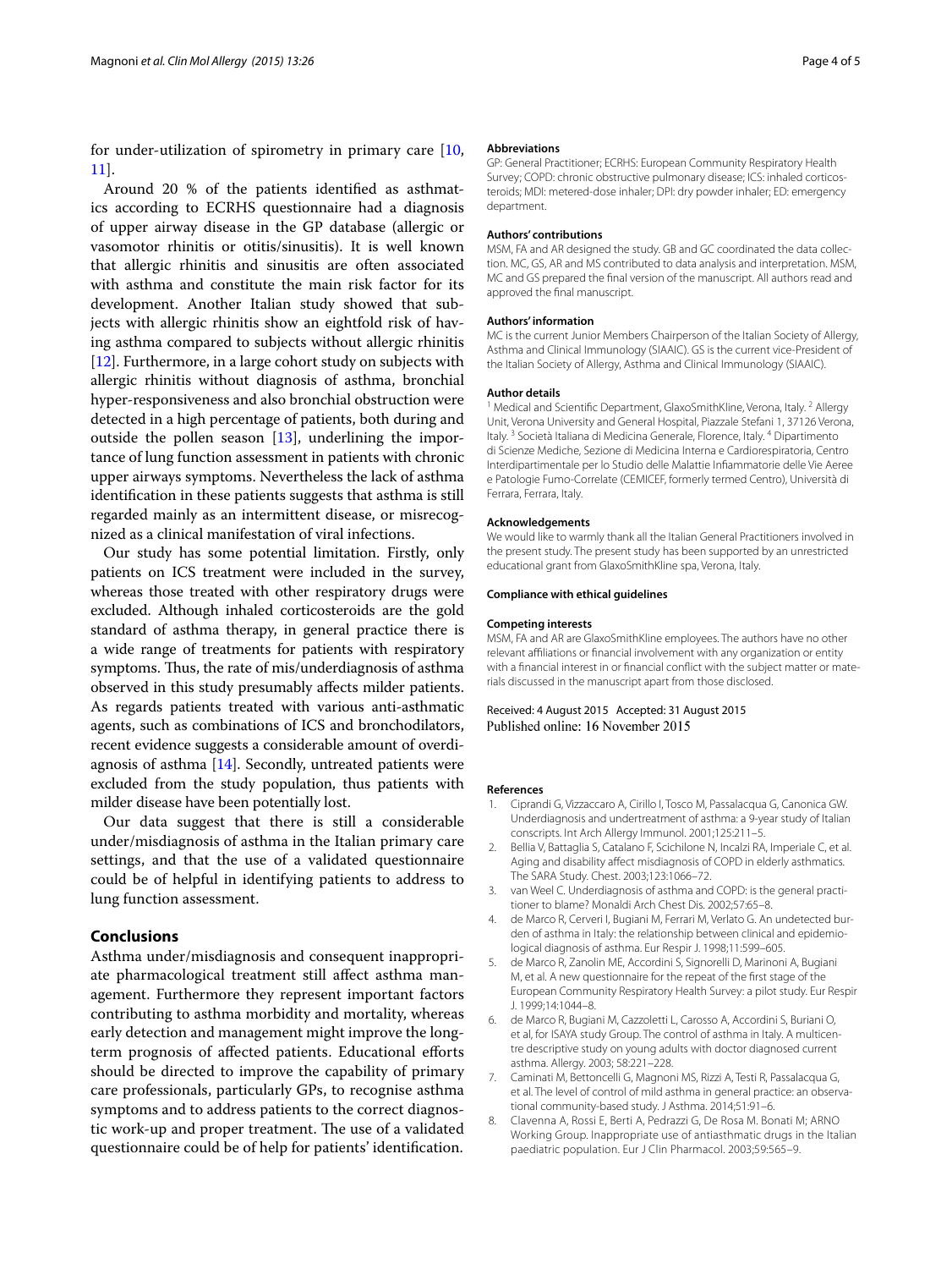for under-utilization of spirometry in primary care [10, 11].

Around 20 % of the patients identified as asthmatics according to ECRHS questionnaire had a diagnosis of upper airway disease in the GP database (allergic or vasomotor rhinitis or otitis/sinusitis). It is well known that allergic rhinitis and sinusitis are often associated with asthma and constitute the main risk factor for its development. Another Italian study showed that subjects with allergic rhinitis show an eightfold risk of having asthma compared to subjects without allergic rhinitis [12]. Furthermore, in a large cohort study on subjects with allergic rhinitis without diagnosis of asthma, bronchial hyper-responsiveness and also bronchial obstruction were detected in a high percentage of patients, both during and outside the pollen season [13], underlining the importance of lung function assessment in patients with chronic upper airways symptoms. Nevertheless the lack of asthma identification in these patients suggests that asthma is still regarded mainly as an intermittent disease, or misrecognized as a clinical manifestation of viral infections.

Our study has some potential limitation. Firstly, only patients on ICS treatment were included in the survey, whereas those treated with other respiratory drugs were excluded. Although inhaled corticosteroids are the gold standard of asthma therapy, in general practice there is a wide range of treatments for patients with respiratory symptoms. Thus, the rate of mis/underdiagnosis of asthma observed in this study presumably affects milder patients. As regards patients treated with various anti-asthmatic agents, such as combinations of ICS and bronchodilators, recent evidence suggests a considerable amount of overdiagnosis of asthma [14]. Secondly, untreated patients were excluded from the study population, thus patients with milder disease have been potentially lost.

Our data suggest that there is still a considerable under/misdiagnosis of asthma in the Italian primary care settings, and that the use of a validated questionnaire could be of helpful in identifying patients to address to lung function assessment.

## Conclusions

Asthma under/misdiagnosis and consequent inappropriate pharmacological treatment still affect asthma management. Furthermore they represent important factors contributing to asthma morbidity and mortality, whereas early detection and management might improve the long-term prognosis of affected patients. Educational efforts should be directed to improve the capability of primary care professionals, particularly GPs, to recognise asthma symptoms and to address patients to the correct diagnostic work-up and proper treatment. The use of a validated questionnaire could be of help for patients' identification.

#### Abbreviations

GP: General Practitioner; ECRHS: European Community Respiratory Health Survey; COPD: chronic obstructive pulmonary disease; ICS: inhaled corticosteroids; MDI: metered-dose inhaler; DPI: dry powder inhaler; ED: emergency department.

#### Authors' contributions

MSM, FA and AR designed the study. GB and GC coordinated the data collection. MC, GS, AR and MS contributed to data analysis and interpretation. MSM, MC and GS prepared the final version of the manuscript. All authors read and approved the final manuscript.

#### Authors' information

MC is the current Junior Members Chairperson of the Italian Society of Allergy, Asthma and Clinical Immunology (SIAAIC). GS is the current vice-President of the Italian Society of Allergy, Asthma and Clinical Immunology (SIAAIC).

#### Author details

[1] Medical and Scientific Department, GlaxoSmithKline, Verona, Italy. [2] Allergy Unit, Verona University and General Hospital, Piazzale Stefani 1, 37126 Verona, Italy. [3] Società Italiana di Medicina Generale, Florence, Italy. [4] Dipartimento di Scienze Mediche, Sezione di Medicina Interna e Cardiorespiratoria, Centro Interdipartimentale per lo Studio delle Malattie Infiammatorie delle Vie Aeree e Patologie Fumo-Correlate (CEMICEF, formerly termed Centro), Università di Ferrara, Ferrara, Italy.

#### Acknowledgements

We would like to warmly thank all the Italian General Practitioners involved in the present study. The present study has been supported by an unrestricted educational grant from GlaxoSmithKline spa, Verona, Italy.

#### Compliance with ethical guidelines

#### Competing interests

MSM, FA and AR are GlaxoSmithKline employees. The authors have no other relevant affiliations or financial involvement with any organization or entity with a financial interest in or financial conflict with the subject matter or materials discussed in the manuscript apart from those disclosed.

Received: 4 August 2015 Accepted: 31 August 2015
Published online: 16 November 2015

#### References

1. Ciprandi G, Vizzaccaro A, Cirillo I, Tosco M, Passalacqua G, Canonica GW. Underdiagnosis and undertreatment of asthma: a 9-year study of Italian conscripts. Int Arch Allergy Immunol. 2001;125:211–5.
2. Bellia V, Battaglia S, Catalano F, Scichilone N, Incalzi RA, Imperiale C, et al. Aging and disability affect misdiagnosis of COPD in elderly asthmatics. The SARA Study. Chest. 2003;123:1066–72.
3. van Weel C. Underdiagnosis of asthma and COPD: is the general practitioner to blame? Monaldi Arch Chest Dis. 2002;57:65–8.
4. de Marco R, Cerveri I, Bugiani M, Ferrari M, Verlato G. An undetected burden of asthma in Italy: the relationship between clinical and epidemiological diagnosis of asthma. Eur Respir J. 1998;11:599–605.
5. de Marco R, Zanolin ME, Accordini S, Signorelli D, Marinoni A, Bugiani M, et al. A new questionnaire for the repeat of the first stage of the European Community Respiratory Health Survey: a pilot study. Eur Respir J. 1999;14:1044–8.
6. de Marco R, Bugiani M, Cazzoletti L, Carosso A, Accordini S, Buriani O, et al, for ISAYA study Group. The control of asthma in Italy. A multicentre descriptive study on young adults with doctor diagnosed current asthma. Allergy. 2003; 58:221–228.
7. Caminati M, Bettoncelli G, Magnoni MS, Rizzi A, Testi R, Passalacqua G, et al. The level of control of mild asthma in general practice: an observational community-based study. J Asthma. 2014;51:91–6.
8. Clavenna A, Rossi E, Berti A, Pedrazzi G, De Rosa M. Bonati M; ARNO Working Group. Inappropriate use of antiasthmatic drugs in the Italian paediatric population. Eur J Clin Pharmacol. 2003;59:565–9.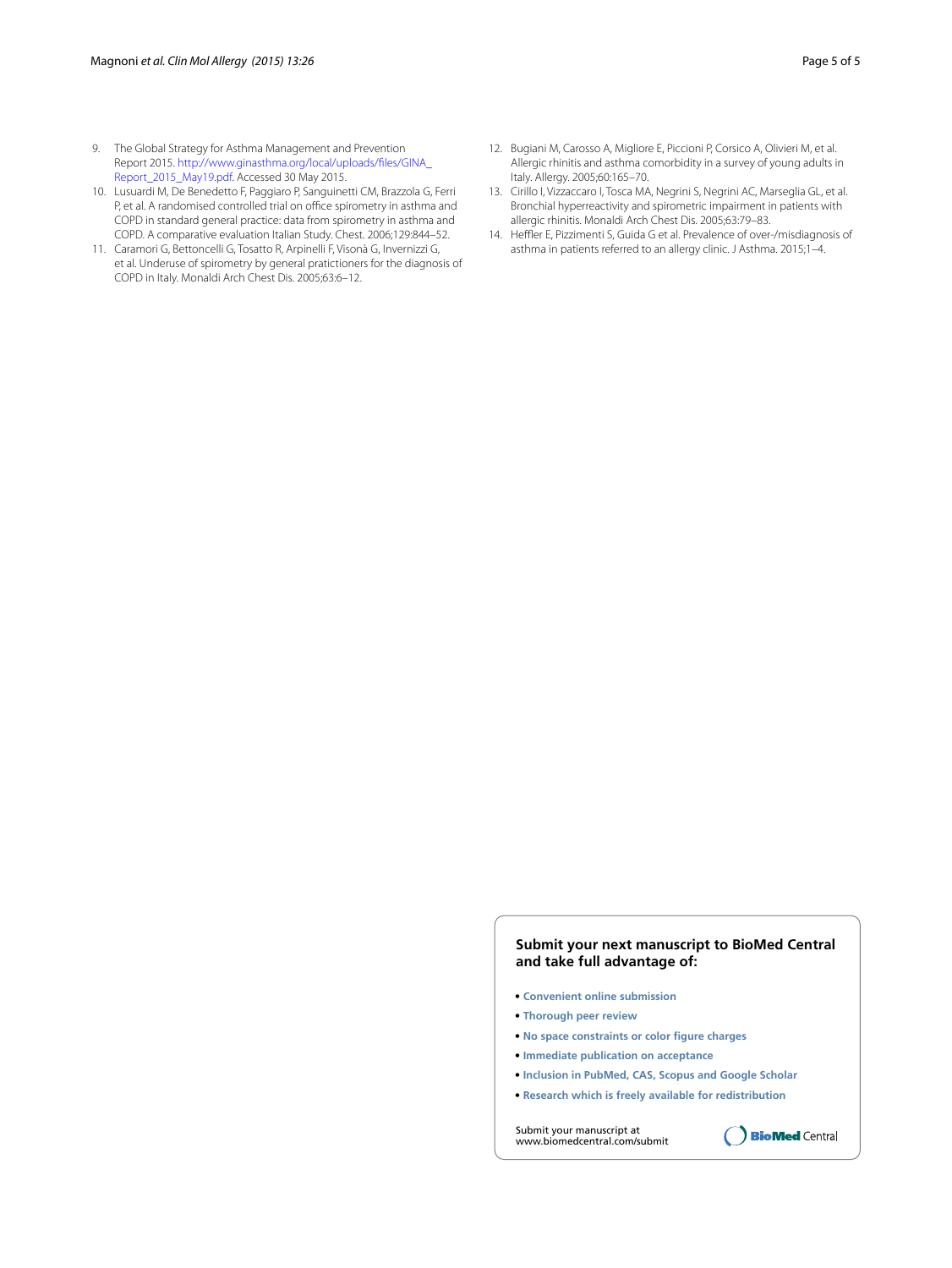9. The Global Strategy for Asthma Management and Prevention Report 2015. http://www.ginasthma.org/local/uploads/files/GINA_Report_2015_May19.pdf. Accessed 30 May 2015.
10. Lusuardi M, De Benedetto F, Paggiaro P, Sanguinetti CM, Brazzola G, Ferri P, et al. A randomised controlled trial on office spirometry in asthma and COPD in standard general practice: data from spirometry in asthma and COPD. A comparative evaluation Italian Study. Chest. 2006;129:844–52.
11. Caramori G, Bettoncelli G, Tosatto R, Arpinelli F, Visonà G, Invernizzi G, et al. Underuse of spirometry by general pratictioners for the diagnosis of COPD in Italy. Monaldi Arch Chest Dis. 2005;63:6–12.
12. Bugiani M, Carosso A, Migliore E, Piccioni P, Corsico A, Olivieri M, et al. Allergic rhinitis and asthma comorbidity in a survey of young adults in Italy. Allergy. 2005;60:165–70.
13. Cirillo I, Vizzaccaro I, Tosca MA, Negrini S, Negrini AC, Marseglia GL, et al. Bronchial hyperreactivity and spirometric impairment in patients with allergic rhinitis. Monaldi Arch Chest Dis. 2005;63:79–83.
14. Heffler E, Pizzimenti S, Guida G et al. Prevalence of over-/misdiagnosis of asthma in patients referred to an allergy clinic. J Asthma. 2015;1–4.

**Submit your next manuscript to BioMed Central and take full advantage of:**

- **Convenient online submission**
- **Thorough peer review**
- **No space constraints or color figure charges**
- **Immediate publication on acceptance**
- **Inclusion in PubMed, CAS, Scopus and Google Scholar**
- **Research which is freely available for redistribution**

Submit your manuscript at
www.biomedcentral.com/submit

BioMed Central